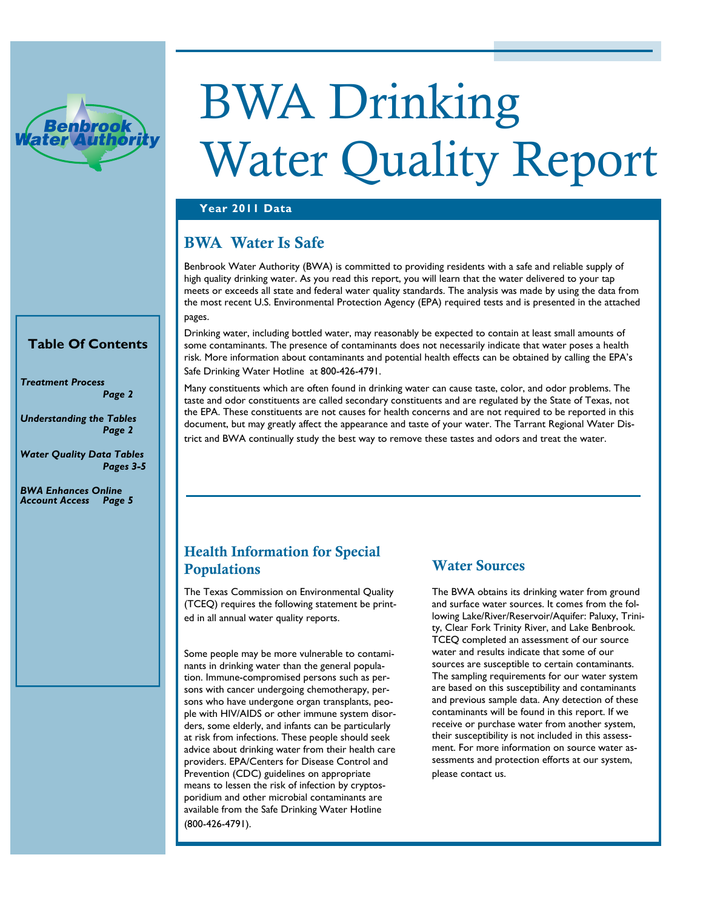Benbrook Water Authority

# BWA Drinking Water Quality Report

**Year 2011 Data**

## BWA Water Is Safe

Benbrook Water Authority (BWA) is committed to providing residents with a safe and reliable supply of high quality drinking water. As you read this report, you will learn that the water delivered to your tap meets or exceeds all state and federal water quality standards. The analysis was made by using the data from the most recent U.S. Environmental Protection Agency (EPA) required tests and is presented in the attached pages.

Drinking water, including bottled water, may reasonably be expected to contain at least small amounts of some contaminants. The presence of contaminants does not necessarily indicate that water poses a health risk. More information about contaminants and potential health effects can be obtained by calling the EPA's Safe Drinking Water Hotline at 800-426-4791.

Many constituents which are often found in drinking water can cause taste, color, and odor problems. The taste and odor constituents are called secondary constituents and are regulated by the State of Texas, not the EPA. These constituents are not causes for health concerns and are not required to be reported in this document, but may greatly affect the appearance and taste of your water. The Tarrant Regional Water District and BWA continually study the best way to remove these tastes and odors and treat the water.

### Table Of Contents

*Treatment Process* — *Page 2*

*Understanding the Tables* — *Page 2*

*Water Quality Data Tables* — *Pages 3-5*

*BWA Enhances Online Account Access* — *Page 5*

## Health Information for Special Populations

The Texas Commission on Environmental Quality (TCEQ) requires the following statement be printed in all annual water quality reports.

Some people may be more vulnerable to contaminants in drinking water than the general population. Immune-compromised persons such as persons with cancer undergoing chemotherapy, persons who have undergone organ transplants, people with HIV/AIDS or other immune system disorders, some elderly, and infants can be particularly at risk from infections. These people should seek advice about drinking water from their health care providers. EPA/Centers for Disease Control and Prevention (CDC) guidelines on appropriate means to lessen the risk of infection by cryptosporidium and other microbial contaminants are available from the Safe Drinking Water Hotline (800-426-4791).

## Water Sources

The BWA obtains its drinking water from ground and surface water sources. It comes from the following Lake/River/Reservoir/Aquifer: Paluxy, Trinity, Clear Fork Trinity River, and Lake Benbrook. TCEQ completed an assessment of our source water and results indicate that some of our sources are susceptible to certain contaminants. The sampling requirements for our water system are based on this susceptibility and contaminants and previous sample data. Any detection of these contaminants will be found in this report. If we receive or purchase water from another system, their susceptibility is not included in this assessment. For more information on source water assessments and protection efforts at our system, please contact us.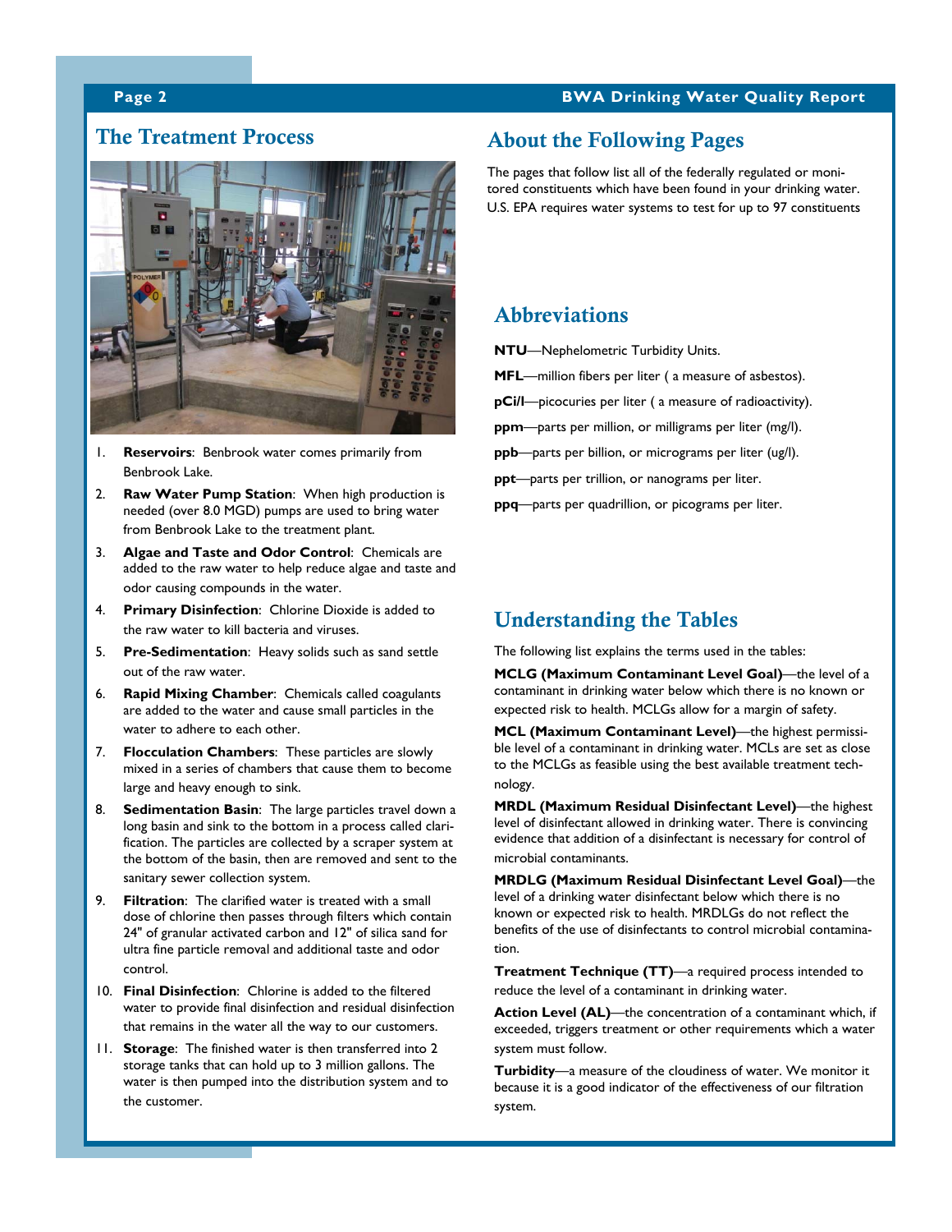## The Treatment Process

1. **Reservoirs**: Benbrook water comes primarily from Benbrook Lake.
2. **Raw Water Pump Station**: When high production is needed (over 8.0 MGD) pumps are used to bring water from Benbrook Lake to the treatment plant.
3. **Algae and Taste and Odor Control**: Chemicals are added to the raw water to help reduce algae and taste and odor causing compounds in the water.
4. **Primary Disinfection**: Chlorine Dioxide is added to the raw water to kill bacteria and viruses.
5. **Pre-Sedimentation**: Heavy solids such as sand settle out of the raw water.
6. **Rapid Mixing Chamber**: Chemicals called coagulants are added to the water and cause small particles in the water to adhere to each other.
7. **Flocculation Chambers**: These particles are slowly mixed in a series of chambers that cause them to become large and heavy enough to sink.
8. **Sedimentation Basin**: The large particles travel down a long basin and sink to the bottom in a process called clarification. The particles are collected by a scraper system at the bottom of the basin, then are removed and sent to the sanitary sewer collection system.
9. **Filtration**: The clarified water is treated with a small dose of chlorine then passes through filters which contain 24" of granular activated carbon and 12" of silica sand for ultra fine particle removal and additional taste and odor control.
10. **Final Disinfection**: Chlorine is added to the filtered water to provide final disinfection and residual disinfection that remains in the water all the way to our customers.
11. **Storage**: The finished water is then transferred into 2 storage tanks that can hold up to 3 million gallons. The water is then pumped into the distribution system and to the customer.

## About the Following Pages

The pages that follow list all of the federally regulated or monitored constituents which have been found in your drinking water. U.S. EPA requires water systems to test for up to 97 constituents

## Abbreviations

**NTU**—Nephelometric Turbidity Units.

**MFL**—million fibers per liter ( a measure of asbestos).

**pCi/l**—picocuries per liter ( a measure of radioactivity).

**ppm**—parts per million, or milligrams per liter (mg/l).

**ppb**—parts per billion, or micrograms per liter (ug/l).

**ppt**—parts per trillion, or nanograms per liter.

**ppq**—parts per quadrillion, or picograms per liter.

## Understanding the Tables

The following list explains the terms used in the tables:

**MCLG (Maximum Contaminant Level Goal)**—the level of a contaminant in drinking water below which there is no known or expected risk to health. MCLGs allow for a margin of safety.

**MCL (Maximum Contaminant Level)**—the highest permissible level of a contaminant in drinking water. MCLs are set as close to the MCLGs as feasible using the best available treatment technology.

**MRDL (Maximum Residual Disinfectant Level)**—the highest level of disinfectant allowed in drinking water. There is convincing evidence that addition of a disinfectant is necessary for control of microbial contaminants.

**MRDLG (Maximum Residual Disinfectant Level Goal)**—the level of a drinking water disinfectant below which there is no known or expected risk to health. MRDLGs do not reflect the benefits of the use of disinfectants to control microbial contamination.

**Treatment Technique (TT)**—a required process intended to reduce the level of a contaminant in drinking water.

**Action Level (AL)**—the concentration of a contaminant which, if exceeded, triggers treatment or other requirements which a water system must follow.

**Turbidity**—a measure of the cloudiness of water. We monitor it because it is a good indicator of the effectiveness of our filtration system.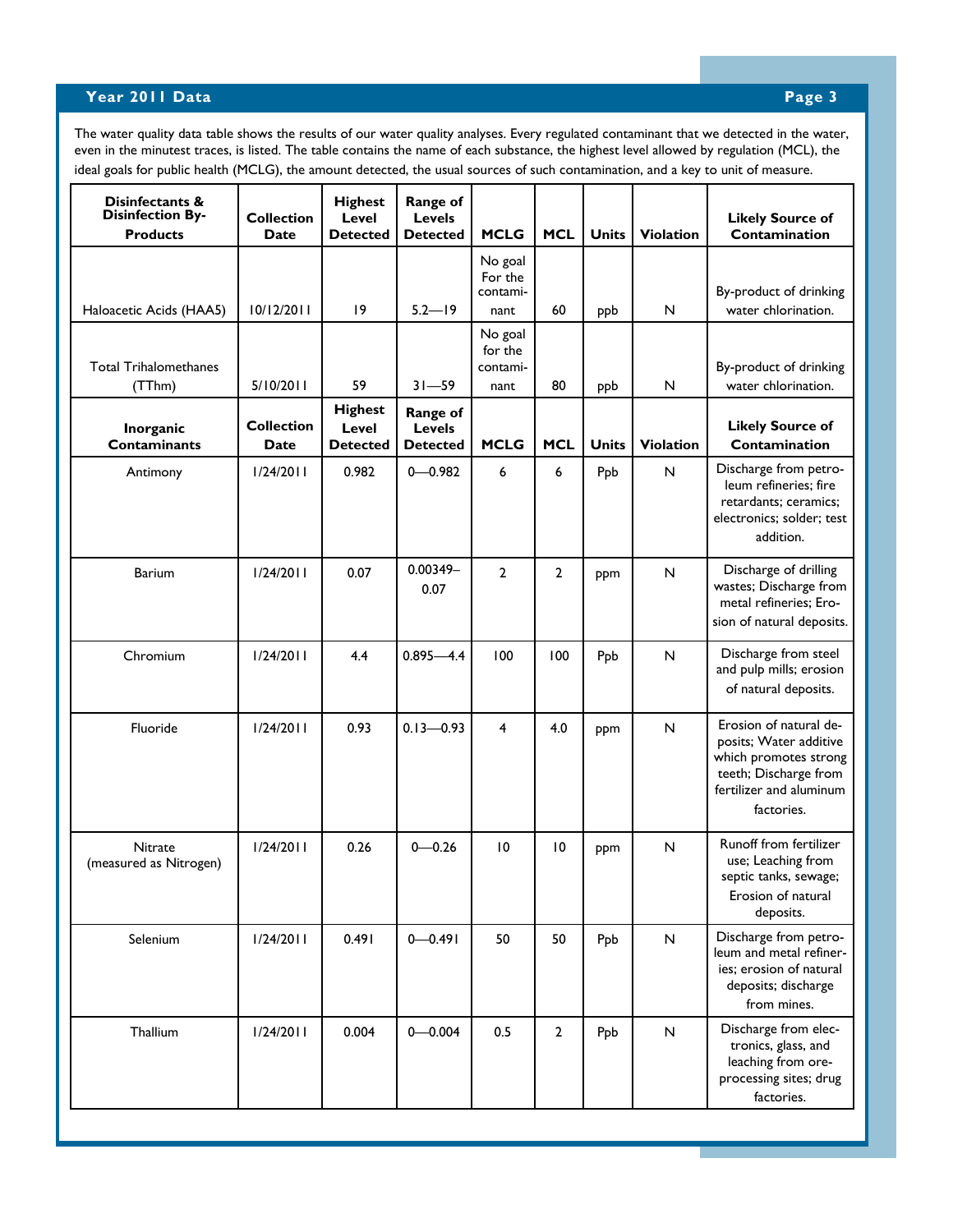## Year 2011 Data

The water quality data table shows the results of our water quality analyses. Every regulated contaminant that we detected in the water, even in the minutest traces, is listed. The table contains the name of each substance, the highest level allowed by regulation (MCL), the ideal goals for public health (MCLG), the amount detected, the usual sources of such contamination, and a key to unit of measure.

| Disinfectants & Disinfection By-Products | Collection Date | Highest Level Detected | Range of Levels Detected | MCLG | MCL | Units | Violation | Likely Source of Contamination |
|---|---|---|---|---|---|---|---|---|
| Haloacetic Acids (HAA5) | 10/12/2011 | 19 | 5.2—19 | No goal For the contaminant | 60 | ppb | N | By-product of drinking water chlorination. |
| Total Trihalomethanes (TThm) | 5/10/2011 | 59 | 31—59 | No goal for the contaminant | 80 | ppb | N | By-product of drinking water chlorination. |
| **Inorganic Contaminants** | **Collection Date** | **Highest Level Detected** | **Range of Levels Detected** | **MCLG** | **MCL** | **Units** | **Violation** | **Likely Source of Contamination** |
| Antimony | 1/24/2011 | 0.982 | 0—0.982 | 6 | 6 | Ppb | N | Discharge from petroleum refineries; fire retardants; ceramics; electronics; solder; test addition. |
| Barium | 1/24/2011 | 0.07 | 0.00349–0.07 | 2 | 2 | ppm | N | Discharge of drilling wastes; Discharge from metal refineries; Erosion of natural deposits. |
| Chromium | 1/24/2011 | 4.4 | 0.895—4.4 | 100 | 100 | Ppb | N | Discharge from steel and pulp mills; erosion of natural deposits. |
| Fluoride | 1/24/2011 | 0.93 | 0.13—0.93 | 4 | 4.0 | ppm | N | Erosion of natural deposits; Water additive which promotes strong teeth; Discharge from fertilizer and aluminum factories. |
| Nitrate (measured as Nitrogen) | 1/24/2011 | 0.26 | 0—0.26 | 10 | 10 | ppm | N | Runoff from fertilizer use; Leaching from septic tanks, sewage; Erosion of natural deposits. |
| Selenium | 1/24/2011 | 0.491 | 0—0.491 | 50 | 50 | Ppb | N | Discharge from petroleum and metal refineries; erosion of natural deposits; discharge from mines. |
| Thallium | 1/24/2011 | 0.004 | 0—0.004 | 0.5 | 2 | Ppb | N | Discharge from electronics, glass, and leaching from ore-processing sites; drug factories. |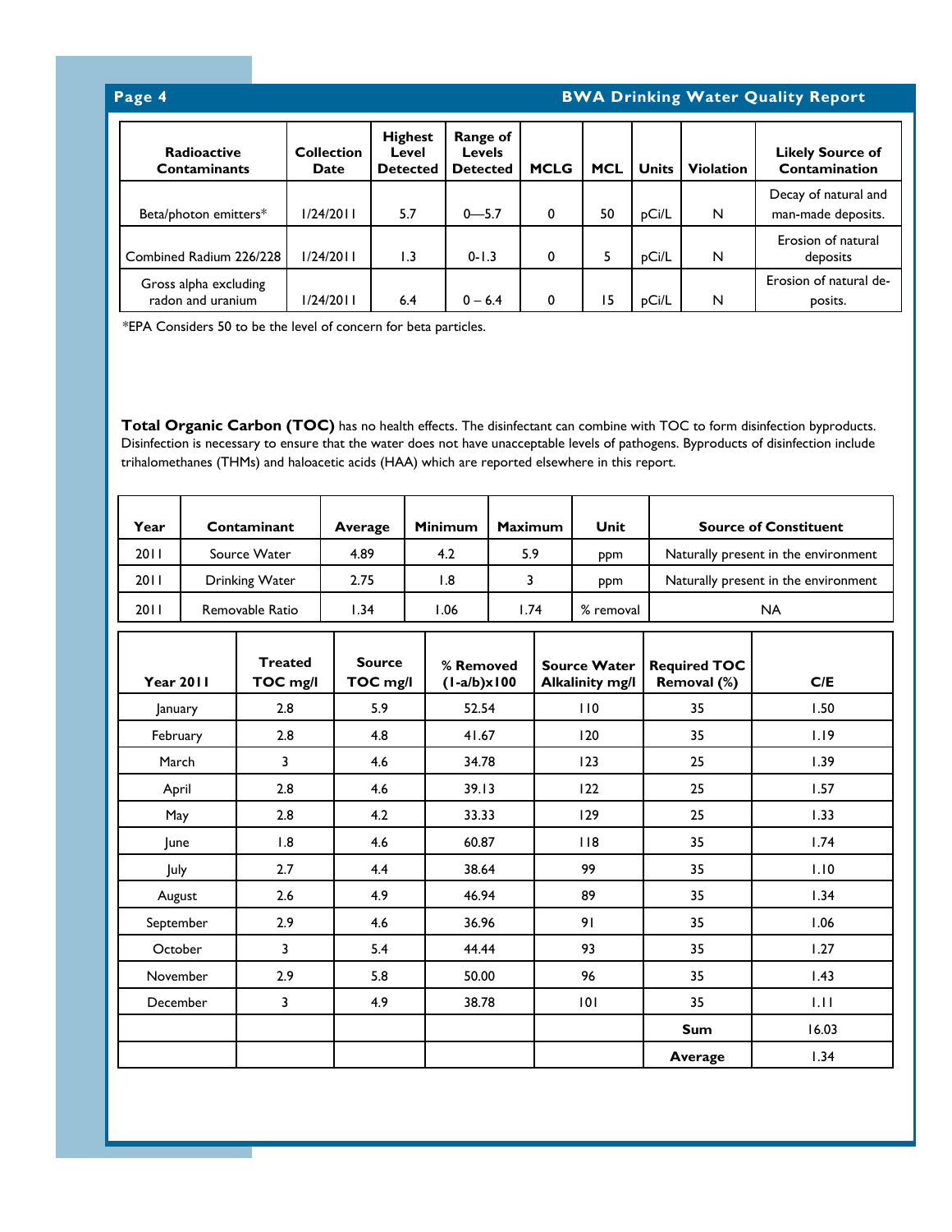| Radioactive Contaminants | Collection Date | Highest Level Detected | Range of Levels Detected | MCLG | MCL | Units | Violation | Likely Source of Contamination |
|---|---|---|---|---|---|---|---|---|
| Beta/photon emitters* | 1/24/2011 | 5.7 | 0—5.7 | 0 | 50 | pCi/L | N | Decay of natural and man-made deposits. |
| Combined Radium 226/228 | 1/24/2011 | 1.3 | 0-1.3 | 0 | 5 | pCi/L | N | Erosion of natural deposits |
| Gross alpha excluding radon and uranium | 1/24/2011 | 6.4 | 0 – 6.4 | 0 | 15 | pCi/L | N | Erosion of natural deposits. |

*EPA Considers 50 to be the level of concern for beta particles.

**Total Organic Carbon (TOC)** has no health effects. The disinfectant can combine with TOC to form disinfection byproducts. Disinfection is necessary to ensure that the water does not have unacceptable levels of pathogens. Byproducts of disinfection include trihalomethanes (THMs) and haloacetic acids (HAA) which are reported elsewhere in this report.

| Year | Contaminant | Average | Minimum | Maximum | Unit | Source of Constituent |
|---|---|---|---|---|---|---|
| 2011 | Source Water | 4.89 | 4.2 | 5.9 | ppm | Naturally present in the environment |
| 2011 | Drinking Water | 2.75 | 1.8 | 3 | ppm | Naturally present in the environment |
| 2011 | Removable Ratio | 1.34 | 1.06 | 1.74 | % removal | NA |

| Year 2011 | Treated TOC mg/l | Source TOC mg/l | % Removed (1-a/b)x100 | Source Water Alkalinity mg/l | Required TOC Removal (%) | C/E |
|---|---|---|---|---|---|---|
| January | 2.8 | 5.9 | 52.54 | 110 | 35 | 1.50 |
| February | 2.8 | 4.8 | 41.67 | 120 | 35 | 1.19 |
| March | 3 | 4.6 | 34.78 | 123 | 25 | 1.39 |
| April | 2.8 | 4.6 | 39.13 | 122 | 25 | 1.57 |
| May | 2.8 | 4.2 | 33.33 | 129 | 25 | 1.33 |
| June | 1.8 | 4.6 | 60.87 | 118 | 35 | 1.74 |
| July | 2.7 | 4.4 | 38.64 | 99 | 35 | 1.10 |
| August | 2.6 | 4.9 | 46.94 | 89 | 35 | 1.34 |
| September | 2.9 | 4.6 | 36.96 | 91 | 35 | 1.06 |
| October | 3 | 5.4 | 44.44 | 93 | 35 | 1.27 |
| November | 2.9 | 5.8 | 50.00 | 96 | 35 | 1.43 |
| December | 3 | 4.9 | 38.78 | 101 | 35 | 1.11 |
| | | | | | **Sum** | 16.03 |
| | | | | | **Average** | 1.34 |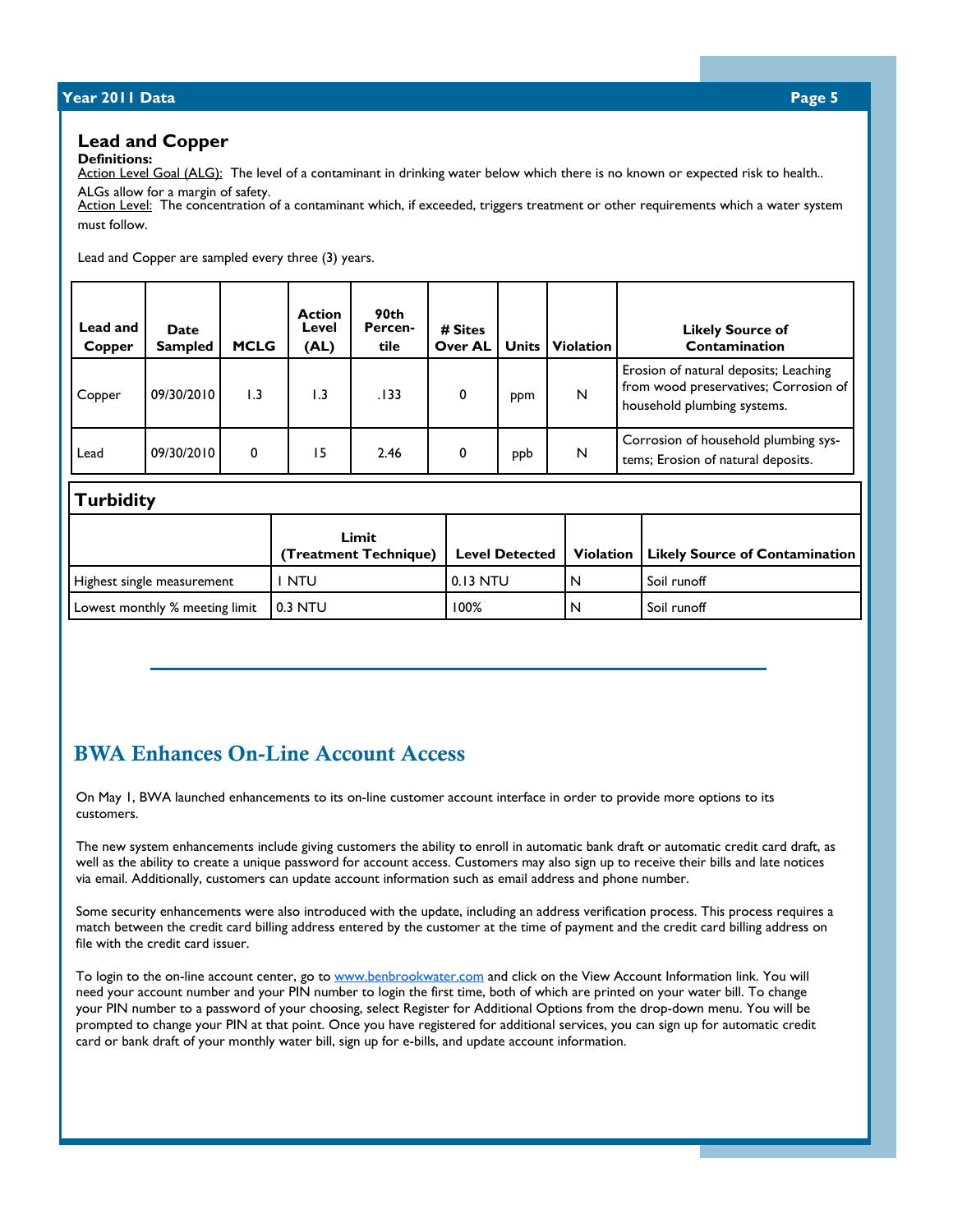## Lead and Copper

**Definitions:**

Action Level Goal (ALG): The level of a contaminant in drinking water below which there is no known or expected risk to health.. ALGs allow for a margin of safety.

Action Level: The concentration of a contaminant which, if exceeded, triggers treatment or other requirements which a water system must follow.

Lead and Copper are sampled every three (3) years.

| Lead and Copper | Date Sampled | MCLG | Action Level (AL) | 90th Percentile | # Sites Over AL | Units | Violation | Likely Source of Contamination |
|---|---|---|---|---|---|---|---|---|
| Copper | 09/30/2010 | 1.3 | 1.3 | .133 | 0 | ppm | N | Erosion of natural deposits; Leaching from wood preservatives; Corrosion of household plumbing systems. |
| Lead | 09/30/2010 | 0 | 15 | 2.46 | 0 | ppb | N | Corrosion of household plumbing systems; Erosion of natural deposits. |

## Turbidity

| | Limit (Treatment Technique) | Level Detected | Violation | Likely Source of Contamination |
|---|---|---|---|---|
| Highest single measurement | 1 NTU | 0.13 NTU | N | Soil runoff |
| Lowest monthly % meeting limit | 0.3 NTU | 100% | N | Soil runoff |

## BWA Enhances On-Line Account Access

On May 1, BWA launched enhancements to its on-line customer account interface in order to provide more options to its customers.

The new system enhancements include giving customers the ability to enroll in automatic bank draft or automatic credit card draft, as well as the ability to create a unique password for account access. Customers may also sign up to receive their bills and late notices via email. Additionally, customers can update account information such as email address and phone number.

Some security enhancements were also introduced with the update, including an address verification process. This process requires a match between the credit card billing address entered by the customer at the time of payment and the credit card billing address on file with the credit card issuer.

To login to the on-line account center, go to www.benbrookwater.com and click on the View Account Information link. You will need your account number and your PIN number to login the first time, both of which are printed on your water bill. To change your PIN number to a password of your choosing, select Register for Additional Options from the drop-down menu. You will be prompted to change your PIN at that point. Once you have registered for additional services, you can sign up for automatic credit card or bank draft of your monthly water bill, sign up for e-bills, and update account information.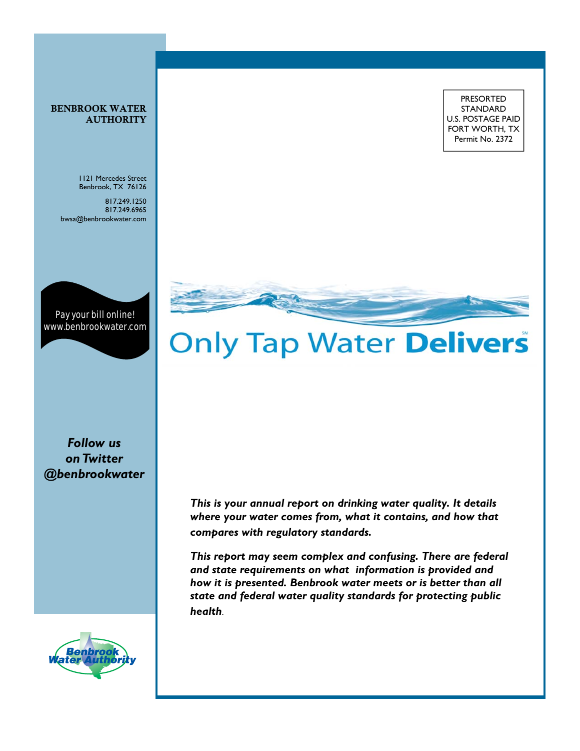**BENBROOK WATER AUTHORITY**

1121 Mercedes Street
Benbrook, TX 76126

817.249.1250
817.249.6965
bwsa@benbrookwater.com

Pay your bill online!
www.benbrookwater.com

***Follow us on Twitter @benbrookwater***

Benbrook Water Authority

PRESORTED
STANDARD
U.S. POSTAGE PAID
FORT WORTH, TX
Permit No. 2372

# Only Tap Water **Delivers**℠

***This is your annual report on drinking water quality. It details where your water comes from, what it contains, and how that compares with regulatory standards.***

***This report may seem complex and confusing. There are federal and state requirements on what information is provided and how it is presented. Benbrook water meets or is better than all state and federal water quality standards for protecting public health.***